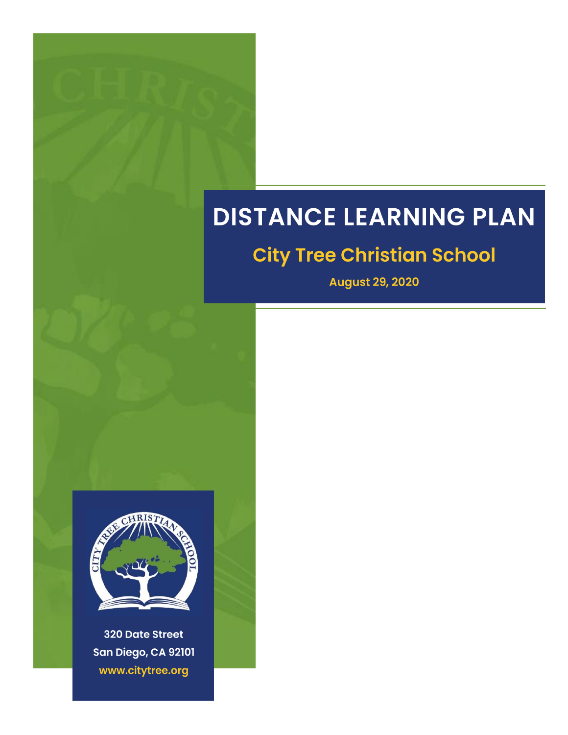# DISTANCE LEARNING PLAN

## City Tree Christian School

**August 29, 2020**

320 Date Street
San Diego, CA 92101
www.citytree.org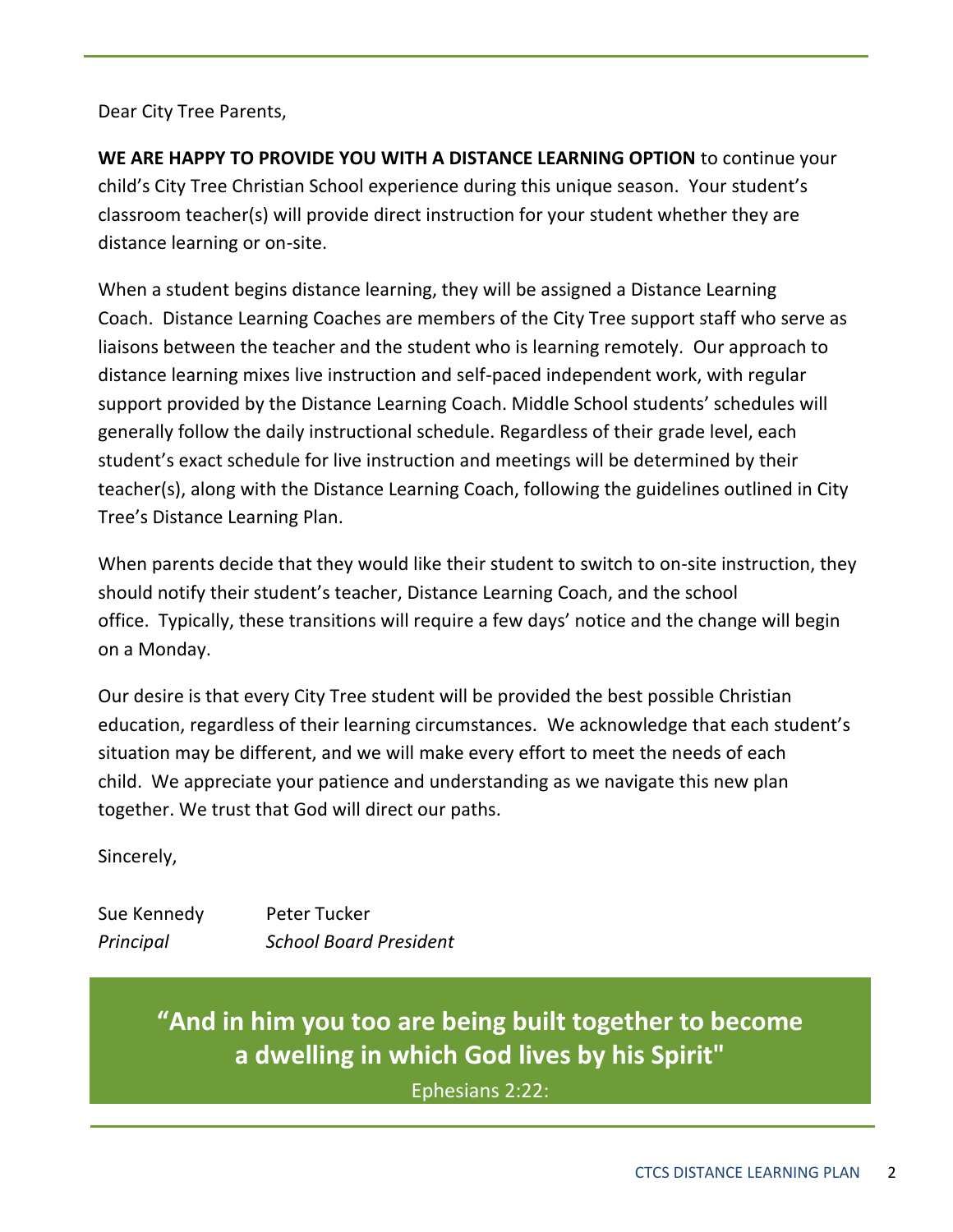Dear City Tree Parents,

**WE ARE HAPPY TO PROVIDE YOU WITH A DISTANCE LEARNING OPTION** to continue your child's City Tree Christian School experience during this unique season. Your student's classroom teacher(s) will provide direct instruction for your student whether they are distance learning or on-site.

When a student begins distance learning, they will be assigned a Distance Learning Coach. Distance Learning Coaches are members of the City Tree support staff who serve as liaisons between the teacher and the student who is learning remotely. Our approach to distance learning mixes live instruction and self-paced independent work, with regular support provided by the Distance Learning Coach. Middle School students' schedules will generally follow the daily instructional schedule. Regardless of their grade level, each student's exact schedule for live instruction and meetings will be determined by their teacher(s), along with the Distance Learning Coach, following the guidelines outlined in City Tree's Distance Learning Plan.

When parents decide that they would like their student to switch to on-site instruction, they should notify their student's teacher, Distance Learning Coach, and the school office. Typically, these transitions will require a few days' notice and the change will begin on a Monday.

Our desire is that every City Tree student will be provided the best possible Christian education, regardless of their learning circumstances. We acknowledge that each student's situation may be different, and we will make every effort to meet the needs of each child. We appreciate your patience and understanding as we navigate this new plan together. We trust that God will direct our paths.

Sincerely,

Sue Kennedy
*Principal*

Peter Tucker
*School Board President*

**"And in him you too are being built together to become a dwelling in which God lives by his Spirit"**

Ephesians 2:22: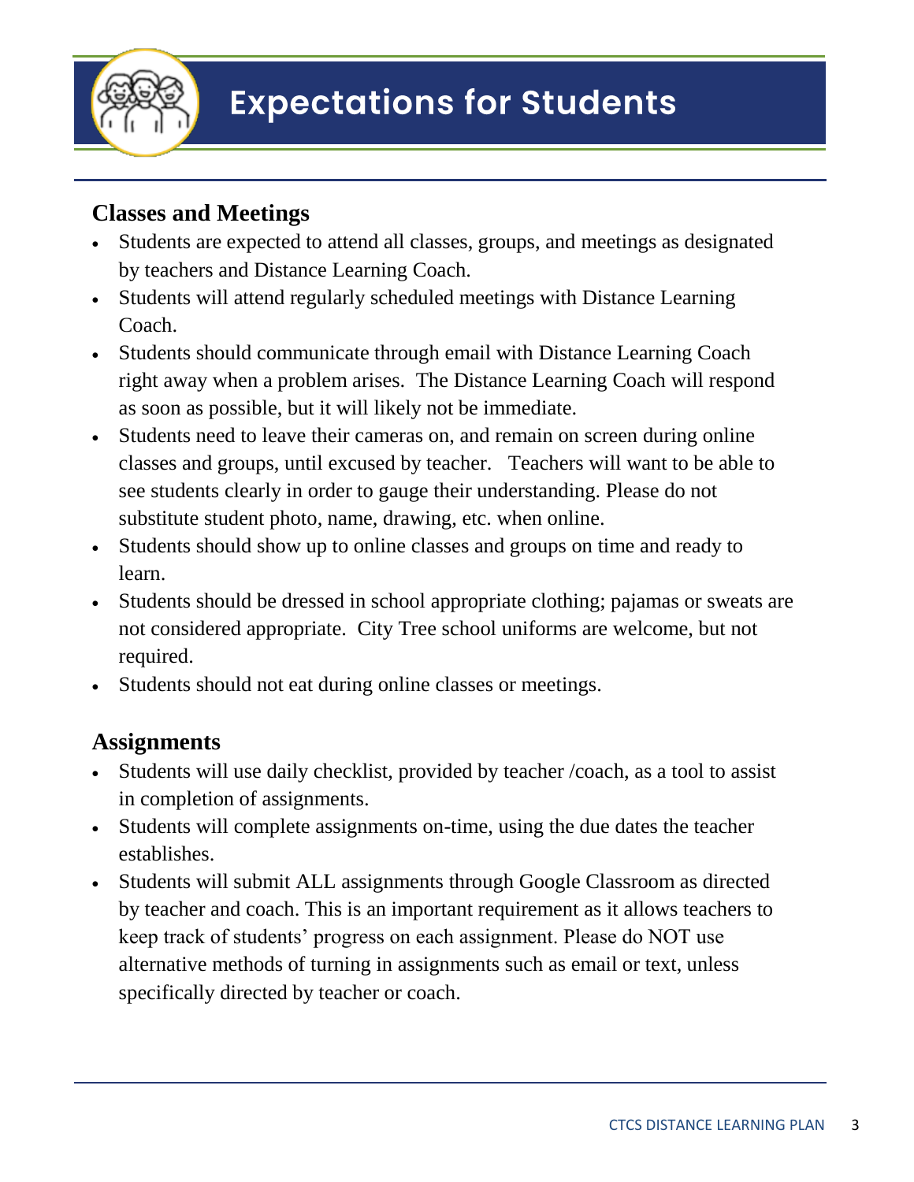# Expectations for Students

## Classes and Meetings

- Students are expected to attend all classes, groups, and meetings as designated by teachers and Distance Learning Coach.
- Students will attend regularly scheduled meetings with Distance Learning Coach.
- Students should communicate through email with Distance Learning Coach right away when a problem arises. The Distance Learning Coach will respond as soon as possible, but it will likely not be immediate.
- Students need to leave their cameras on, and remain on screen during online classes and groups, until excused by teacher. Teachers will want to be able to see students clearly in order to gauge their understanding. Please do not substitute student photo, name, drawing, etc. when online.
- Students should show up to online classes and groups on time and ready to learn.
- Students should be dressed in school appropriate clothing; pajamas or sweats are not considered appropriate. City Tree school uniforms are welcome, but not required.
- Students should not eat during online classes or meetings.

## Assignments

- Students will use daily checklist, provided by teacher /coach, as a tool to assist in completion of assignments.
- Students will complete assignments on-time, using the due dates the teacher establishes.
- Students will submit ALL assignments through Google Classroom as directed by teacher and coach. This is an important requirement as it allows teachers to keep track of students' progress on each assignment. Please do NOT use alternative methods of turning in assignments such as email or text, unless specifically directed by teacher or coach.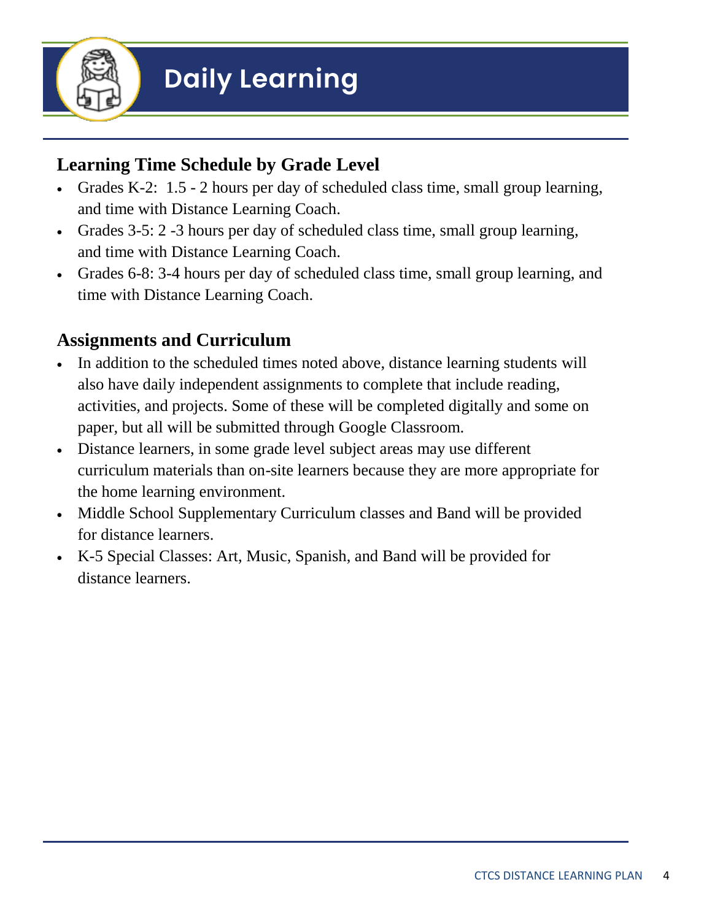# Daily Learning

## Learning Time Schedule by Grade Level

- Grades K-2: 1.5 - 2 hours per day of scheduled class time, small group learning, and time with Distance Learning Coach.
- Grades 3-5: 2 -3 hours per day of scheduled class time, small group learning, and time with Distance Learning Coach.
- Grades 6-8: 3-4 hours per day of scheduled class time, small group learning, and time with Distance Learning Coach.

## Assignments and Curriculum

- In addition to the scheduled times noted above, distance learning students will also have daily independent assignments to complete that include reading, activities, and projects. Some of these will be completed digitally and some on paper, but all will be submitted through Google Classroom.
- Distance learners, in some grade level subject areas may use different curriculum materials than on-site learners because they are more appropriate for the home learning environment.
- Middle School Supplementary Curriculum classes and Band will be provided for distance learners.
- K-5 Special Classes: Art, Music, Spanish, and Band will be provided for distance learners.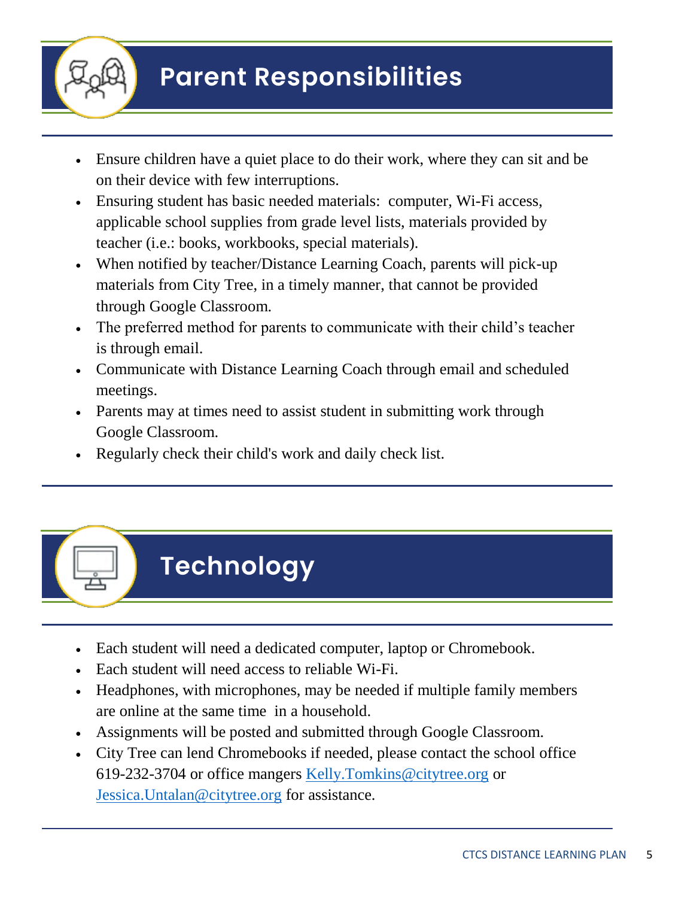# Parent Responsibilities

- Ensure children have a quiet place to do their work, where they can sit and be on their device with few interruptions.
- Ensuring student has basic needed materials: computer, Wi-Fi access, applicable school supplies from grade level lists, materials provided by teacher (i.e.: books, workbooks, special materials).
- When notified by teacher/Distance Learning Coach, parents will pick-up materials from City Tree, in a timely manner, that cannot be provided through Google Classroom.
- The preferred method for parents to communicate with their child's teacher is through email.
- Communicate with Distance Learning Coach through email and scheduled meetings.
- Parents may at times need to assist student in submitting work through Google Classroom.
- Regularly check their child's work and daily check list.

# Technology

- Each student will need a dedicated computer, laptop or Chromebook.
- Each student will need access to reliable Wi-Fi.
- Headphones, with microphones, may be needed if multiple family members are online at the same time in a household.
- Assignments will be posted and submitted through Google Classroom.
- City Tree can lend Chromebooks if needed, please contact the school office 619-232-3704 or office mangers Kelly.Tomkins@citytree.org or Jessica.Untalan@citytree.org for assistance.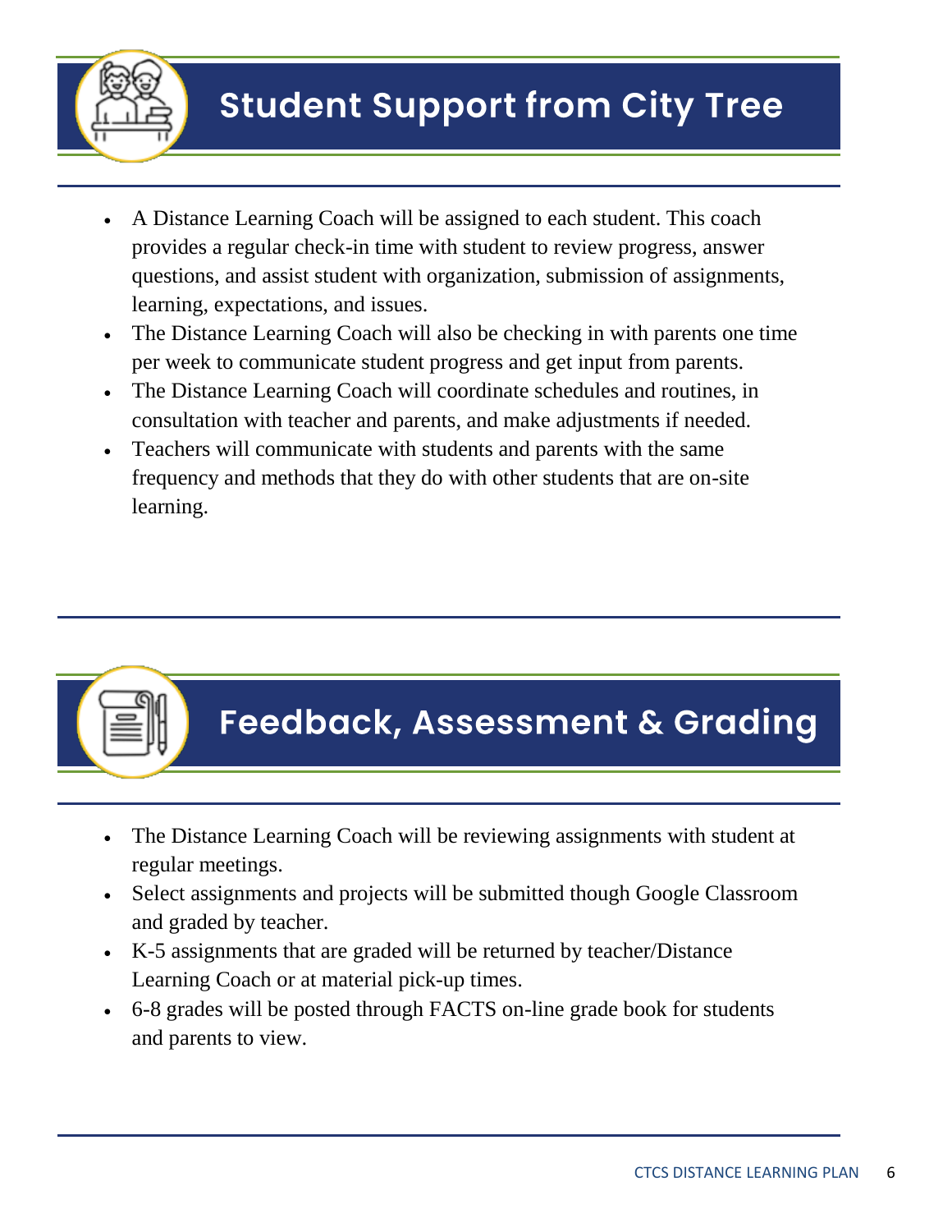## Student Support from City Tree

- A Distance Learning Coach will be assigned to each student. This coach provides a regular check-in time with student to review progress, answer questions, and assist student with organization, submission of assignments, learning, expectations, and issues.
- The Distance Learning Coach will also be checking in with parents one time per week to communicate student progress and get input from parents.
- The Distance Learning Coach will coordinate schedules and routines, in consultation with teacher and parents, and make adjustments if needed.
- Teachers will communicate with students and parents with the same frequency and methods that they do with other students that are on-site learning.

## Feedback, Assessment & Grading

- The Distance Learning Coach will be reviewing assignments with student at regular meetings.
- Select assignments and projects will be submitted though Google Classroom and graded by teacher.
- K-5 assignments that are graded will be returned by teacher/Distance Learning Coach or at material pick-up times.
- 6-8 grades will be posted through FACTS on-line grade book for students and parents to view.